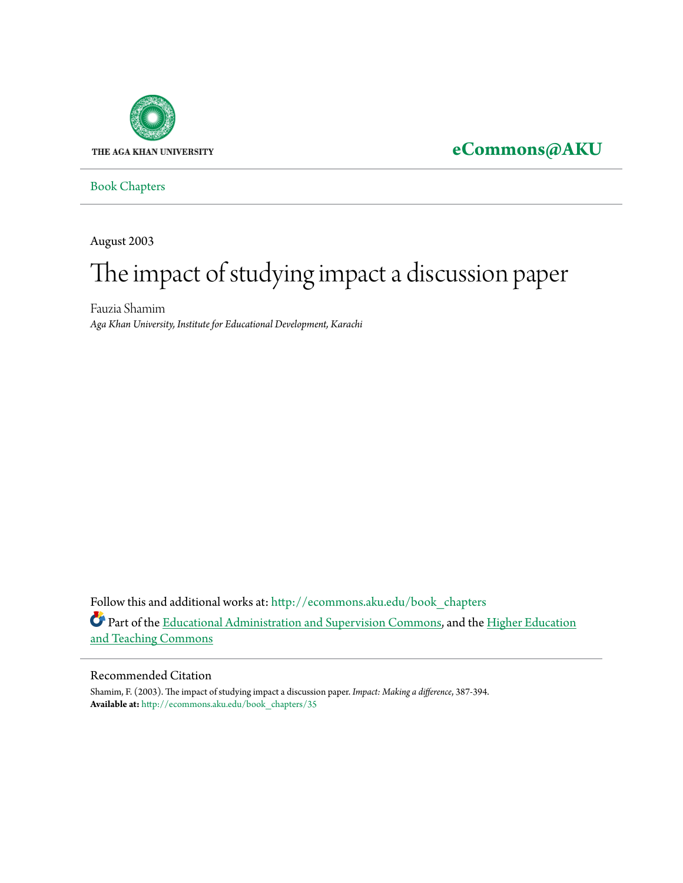THE AGA KHAN UNIVERSITY

**eCommons@AKU**

Book Chapters

August 2003

# The impact of studying impact a discussion paper

Fauzia Shamim
*Aga Khan University, Institute for Educational Development, Karachi*

Follow this and additional works at: http://ecommons.aku.edu/book_chapters

Part of the Educational Administration and Supervision Commons, and the Higher Education and Teaching Commons

## Recommended Citation

Shamim, F. (2003). The impact of studying impact a discussion paper. *Impact: Making a difference*, 387-394.
**Available at:** http://ecommons.aku.edu/book_chapters/35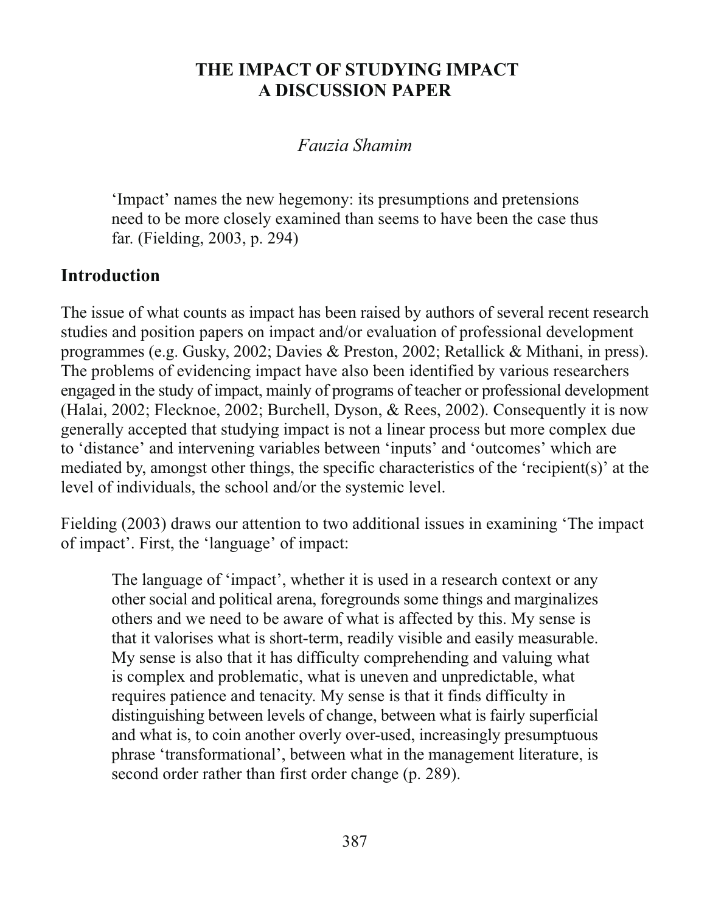# THE IMPACT OF STUDYING IMPACT
# A DISCUSSION PAPER

*Fauzia Shamim*

> 'Impact' names the new hegemony: its presumptions and pretensions need to be more closely examined than seems to have been the case thus far. (Fielding, 2003, p. 294)

## Introduction

The issue of what counts as impact has been raised by authors of several recent research studies and position papers on impact and/or evaluation of professional development programmes (e.g. Gusky, 2002; Davies & Preston, 2002; Retallick & Mithani, in press). The problems of evidencing impact have also been identified by various researchers engaged in the study of impact, mainly of programs of teacher or professional development (Halai, 2002; Flecknoe, 2002; Burchell, Dyson, & Rees, 2002). Consequently it is now generally accepted that studying impact is not a linear process but more complex due to 'distance' and intervening variables between 'inputs' and 'outcomes' which are mediated by, amongst other things, the specific characteristics of the 'recipient(s)' at the level of individuals, the school and/or the systemic level.

Fielding (2003) draws our attention to two additional issues in examining 'The impact of impact'. First, the 'language' of impact:

> The language of 'impact', whether it is used in a research context or any other social and political arena, foregrounds some things and marginalizes others and we need to be aware of what is affected by this. My sense is that it valorises what is short-term, readily visible and easily measurable. My sense is also that it has difficulty comprehending and valuing what is complex and problematic, what is uneven and unpredictable, what requires patience and tenacity. My sense is that it finds difficulty in distinguishing between levels of change, between what is fairly superficial and what is, to coin another overly over-used, increasingly presumptuous phrase 'transformational', between what in the management literature, is second order rather than first order change (p. 289).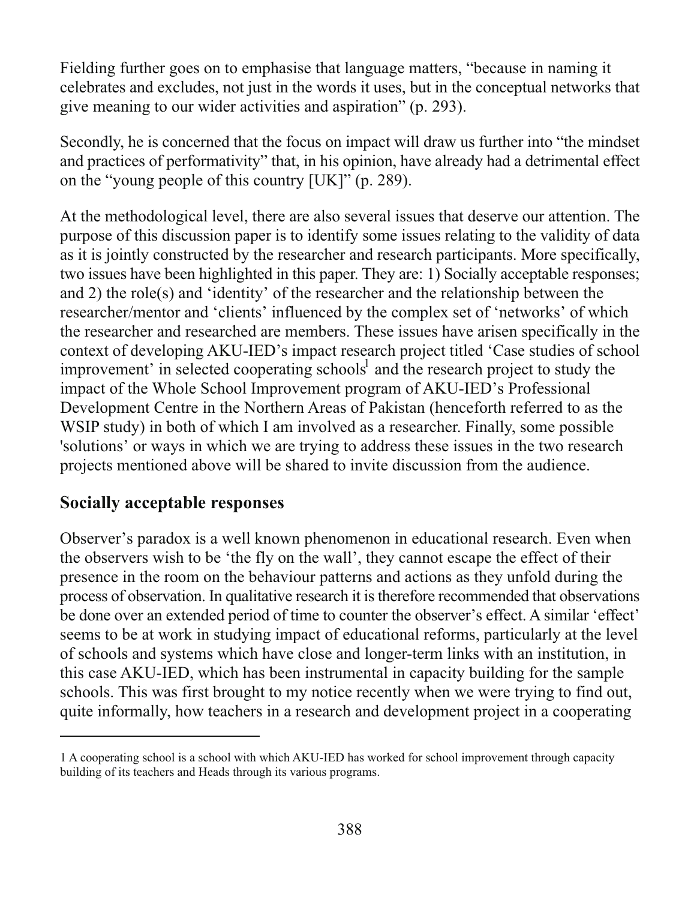Fielding further goes on to emphasise that language matters, "because in naming it celebrates and excludes, not just in the words it uses, but in the conceptual networks that give meaning to our wider activities and aspiration" (p. 293).

Secondly, he is concerned that the focus on impact will draw us further into "the mindset and practices of performativity" that, in his opinion, have already had a detrimental effect on the "young people of this country [UK]" (p. 289).

At the methodological level, there are also several issues that deserve our attention. The purpose of this discussion paper is to identify some issues relating to the validity of data as it is jointly constructed by the researcher and research participants. More specifically, two issues have been highlighted in this paper. They are: 1) Socially acceptable responses; and 2) the role(s) and 'identity' of the researcher and the relationship between the researcher/mentor and 'clients' influenced by the complex set of 'networks' of which the researcher and researched are members. These issues have arisen specifically in the context of developing AKU-IED's impact research project titled 'Case studies of school improvement' in selected cooperating schools[1] and the research project to study the impact of the Whole School Improvement program of AKU-IED's Professional Development Centre in the Northern Areas of Pakistan (henceforth referred to as the WSIP study) in both of which I am involved as a researcher. Finally, some possible 'solutions' or ways in which we are trying to address these issues in the two research projects mentioned above will be shared to invite discussion from the audience.

## Socially acceptable responses

Observer's paradox is a well known phenomenon in educational research. Even when the observers wish to be 'the fly on the wall', they cannot escape the effect of their presence in the room on the behaviour patterns and actions as they unfold during the process of observation. In qualitative research it is therefore recommended that observations be done over an extended period of time to counter the observer's effect. A similar 'effect' seems to be at work in studying impact of educational reforms, particularly at the level of schools and systems which have close and longer-term links with an institution, in this case AKU-IED, which has been instrumental in capacity building for the sample schools. This was first brought to my notice recently when we were trying to find out, quite informally, how teachers in a research and development project in a cooperating

1 A cooperating school is a school with which AKU-IED has worked for school improvement through capacity building of its teachers and Heads through its various programs.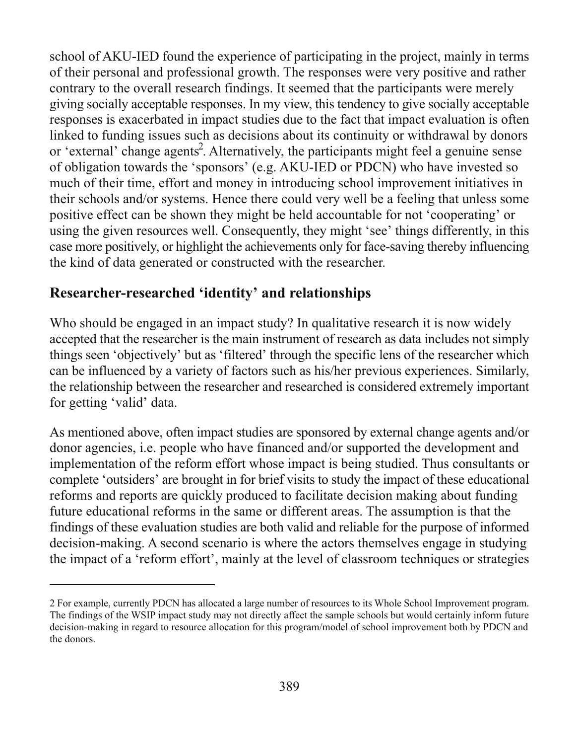school of AKU-IED found the experience of participating in the project, mainly in terms of their personal and professional growth. The responses were very positive and rather contrary to the overall research findings. It seemed that the participants were merely giving socially acceptable responses. In my view, this tendency to give socially acceptable responses is exacerbated in impact studies due to the fact that impact evaluation is often linked to funding issues such as decisions about its continuity or withdrawal by donors or 'external' change agents[2]. Alternatively, the participants might feel a genuine sense of obligation towards the 'sponsors' (e.g. AKU-IED or PDCN) who have invested so much of their time, effort and money in introducing school improvement initiatives in their schools and/or systems. Hence there could very well be a feeling that unless some positive effect can be shown they might be held accountable for not 'cooperating' or using the given resources well. Consequently, they might 'see' things differently, in this case more positively, or highlight the achievements only for face-saving thereby influencing the kind of data generated or constructed with the researcher.

## Researcher-researched 'identity' and relationships

Who should be engaged in an impact study? In qualitative research it is now widely accepted that the researcher is the main instrument of research as data includes not simply things seen 'objectively' but as 'filtered' through the specific lens of the researcher which can be influenced by a variety of factors such as his/her previous experiences. Similarly, the relationship between the researcher and researched is considered extremely important for getting 'valid' data.

As mentioned above, often impact studies are sponsored by external change agents and/or donor agencies, i.e. people who have financed and/or supported the development and implementation of the reform effort whose impact is being studied. Thus consultants or complete 'outsiders' are brought in for brief visits to study the impact of these educational reforms and reports are quickly produced to facilitate decision making about funding future educational reforms in the same or different areas. The assumption is that the findings of these evaluation studies are both valid and reliable for the purpose of informed decision-making. A second scenario is where the actors themselves engage in studying the impact of a 'reform effort', mainly at the level of classroom techniques or strategies

---

2 For example, currently PDCN has allocated a large number of resources to its Whole School Improvement program. The findings of the WSIP impact study may not directly affect the sample schools but would certainly inform future decision-making in regard to resource allocation for this program/model of school improvement both by PDCN and the donors.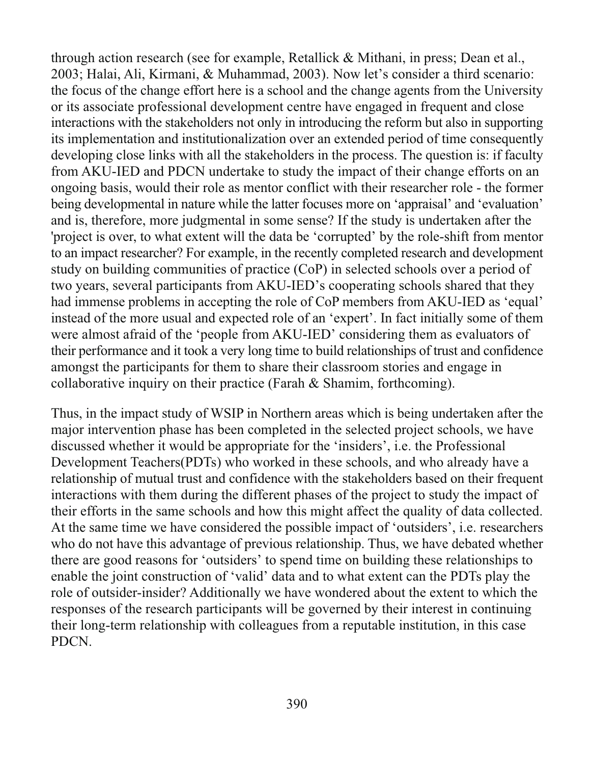through action research (see for example, Retallick & Mithani, in press; Dean et al., 2003; Halai, Ali, Kirmani, & Muhammad, 2003). Now let's consider a third scenario: the focus of the change effort here is a school and the change agents from the University or its associate professional development centre have engaged in frequent and close interactions with the stakeholders not only in introducing the reform but also in supporting its implementation and institutionalization over an extended period of time consequently developing close links with all the stakeholders in the process. The question is: if faculty from AKU-IED and PDCN undertake to study the impact of their change efforts on an ongoing basis, would their role as mentor conflict with their researcher role - the former being developmental in nature while the latter focuses more on 'appraisal' and 'evaluation' and is, therefore, more judgmental in some sense? If the study is undertaken after the 'project is over, to what extent will the data be 'corrupted' by the role-shift from mentor to an impact researcher? For example, in the recently completed research and development study on building communities of practice (CoP) in selected schools over a period of two years, several participants from AKU-IED's cooperating schools shared that they had immense problems in accepting the role of CoP members from AKU-IED as 'equal' instead of the more usual and expected role of an 'expert'. In fact initially some of them were almost afraid of the 'people from AKU-IED' considering them as evaluators of their performance and it took a very long time to build relationships of trust and confidence amongst the participants for them to share their classroom stories and engage in collaborative inquiry on their practice (Farah & Shamim, forthcoming).

Thus, in the impact study of WSIP in Northern areas which is being undertaken after the major intervention phase has been completed in the selected project schools, we have discussed whether it would be appropriate for the 'insiders', i.e. the Professional Development Teachers(PDTs) who worked in these schools, and who already have a relationship of mutual trust and confidence with the stakeholders based on their frequent interactions with them during the different phases of the project to study the impact of their efforts in the same schools and how this might affect the quality of data collected. At the same time we have considered the possible impact of 'outsiders', i.e. researchers who do not have this advantage of previous relationship. Thus, we have debated whether there are good reasons for 'outsiders' to spend time on building these relationships to enable the joint construction of 'valid' data and to what extent can the PDTs play the role of outsider-insider? Additionally we have wondered about the extent to which the responses of the research participants will be governed by their interest in continuing their long-term relationship with colleagues from a reputable institution, in this case PDCN.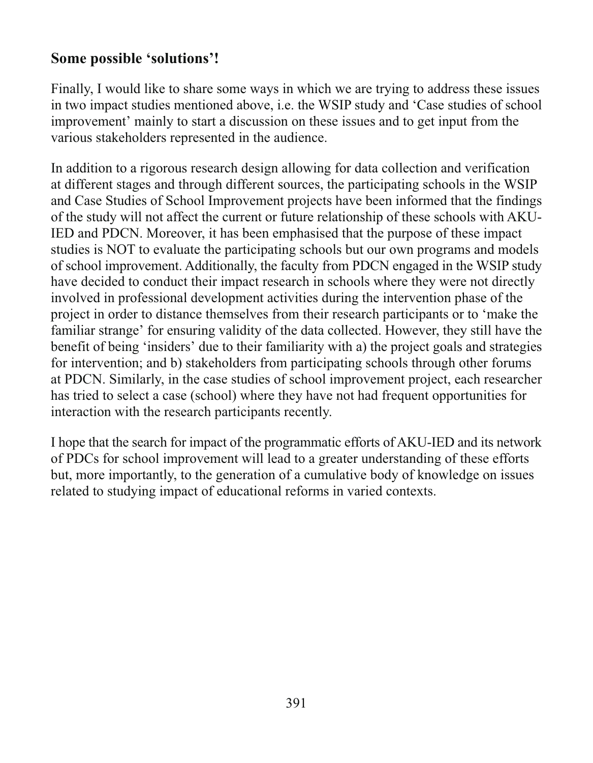## Some possible 'solutions'!

Finally, I would like to share some ways in which we are trying to address these issues in two impact studies mentioned above, i.e. the WSIP study and 'Case studies of school improvement' mainly to start a discussion on these issues and to get input from the various stakeholders represented in the audience.

In addition to a rigorous research design allowing for data collection and verification at different stages and through different sources, the participating schools in the WSIP and Case Studies of School Improvement projects have been informed that the findings of the study will not affect the current or future relationship of these schools with AKU-IED and PDCN. Moreover, it has been emphasised that the purpose of these impact studies is NOT to evaluate the participating schools but our own programs and models of school improvement. Additionally, the faculty from PDCN engaged in the WSIP study have decided to conduct their impact research in schools where they were not directly involved in professional development activities during the intervention phase of the project in order to distance themselves from their research participants or to 'make the familiar strange' for ensuring validity of the data collected. However, they still have the benefit of being 'insiders' due to their familiarity with a) the project goals and strategies for intervention; and b) stakeholders from participating schools through other forums at PDCN. Similarly, in the case studies of school improvement project, each researcher has tried to select a case (school) where they have not had frequent opportunities for interaction with the research participants recently.

I hope that the search for impact of the programmatic efforts of AKU-IED and its network of PDCs for school improvement will lead to a greater understanding of these efforts but, more importantly, to the generation of a cumulative body of knowledge on issues related to studying impact of educational reforms in varied contexts.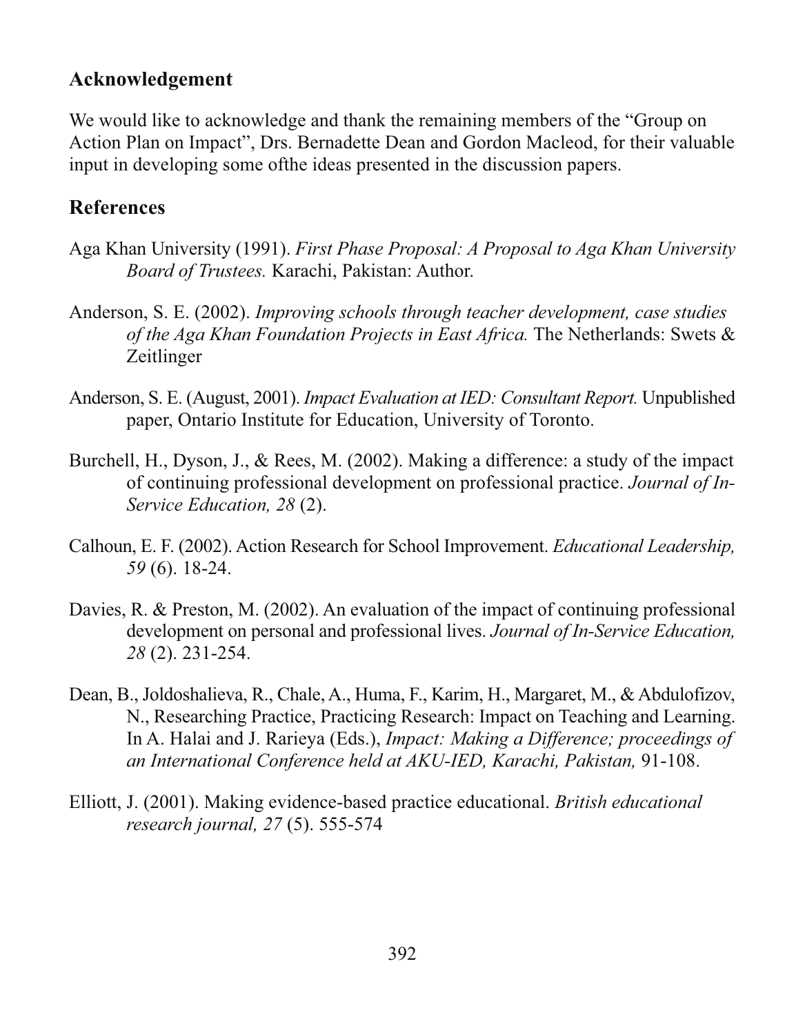## Acknowledgement

We would like to acknowledge and thank the remaining members of the "Group on Action Plan on Impact", Drs. Bernadette Dean and Gordon Macleod, for their valuable input in developing some ofthe ideas presented in the discussion papers.

## References

Aga Khan University (1991). *First Phase Proposal: A Proposal to Aga Khan University Board of Trustees.* Karachi, Pakistan: Author.

Anderson, S. E. (2002). *Improving schools through teacher development, case studies of the Aga Khan Foundation Projects in East Africa.* The Netherlands: Swets & Zeitlinger

Anderson, S. E. (August, 2001). *Impact Evaluation at IED: Consultant Report.* Unpublished paper, Ontario Institute for Education, University of Toronto.

Burchell, H., Dyson, J., & Rees, M. (2002). Making a difference: a study of the impact of continuing professional development on professional practice. *Journal of In-Service Education, 28* (2).

Calhoun, E. F. (2002). Action Research for School Improvement. *Educational Leadership, 59* (6). 18-24.

Davies, R. & Preston, M. (2002). An evaluation of the impact of continuing professional development on personal and professional lives. *Journal of In-Service Education, 28* (2). 231-254.

Dean, B., Joldoshalieva, R., Chale, A., Huma, F., Karim, H., Margaret, M., & Abdulofizov, N., Researching Practice, Practicing Research: Impact on Teaching and Learning. In A. Halai and J. Rarieya (Eds.), *Impact: Making a Difference; proceedings of an International Conference held at AKU-IED, Karachi, Pakistan,* 91-108.

Elliott, J. (2001). Making evidence-based practice educational. *British educational research journal, 27* (5). 555-574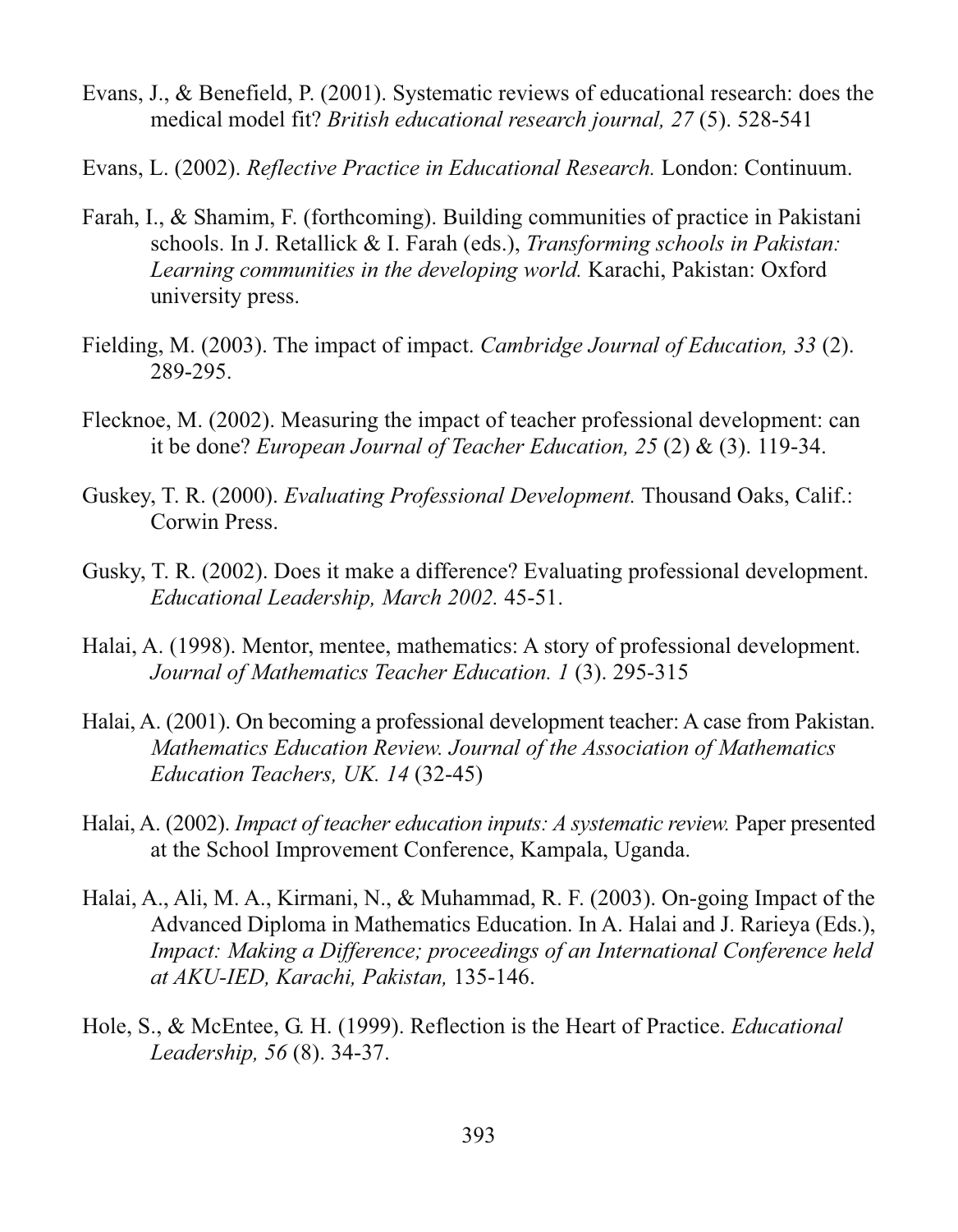Evans, J., & Benefield, P. (2001). Systematic reviews of educational research: does the medical model fit? *British educational research journal, 27* (5). 528-541

Evans, L. (2002). *Reflective Practice in Educational Research.* London: Continuum.

Farah, I., & Shamim, F. (forthcoming). Building communities of practice in Pakistani schools. In J. Retallick & I. Farah (eds.), *Transforming schools in Pakistan: Learning communities in the developing world.* Karachi, Pakistan: Oxford university press.

Fielding, M. (2003). The impact of impact. *Cambridge Journal of Education, 33* (2). 289-295.

Flecknoe, M. (2002). Measuring the impact of teacher professional development: can it be done? *European Journal of Teacher Education, 25* (2) & (3). 119-34.

Guskey, T. R. (2000). *Evaluating Professional Development.* Thousand Oaks, Calif.: Corwin Press.

Gusky, T. R. (2002). Does it make a difference? Evaluating professional development. *Educational Leadership, March 2002*. 45-51.

Halai, A. (1998). Mentor, mentee, mathematics: A story of professional development. *Journal of Mathematics Teacher Education. 1* (3). 295-315

Halai, A. (2001). On becoming a professional development teacher: A case from Pakistan. *Mathematics Education Review. Journal of the Association of Mathematics Education Teachers, UK. 14* (32-45)

Halai, A. (2002). *Impact of teacher education inputs: A systematic review.* Paper presented at the School Improvement Conference, Kampala, Uganda.

Halai, A., Ali, M. A., Kirmani, N., & Muhammad, R. F. (2003). On-going Impact of the Advanced Diploma in Mathematics Education. In A. Halai and J. Rarieya (Eds.), *Impact: Making a Difference; proceedings of an International Conference held at AKU-IED, Karachi, Pakistan,* 135-146.

Hole, S., & McEntee, G. H. (1999). Reflection is the Heart of Practice. *Educational Leadership, 56* (8). 34-37.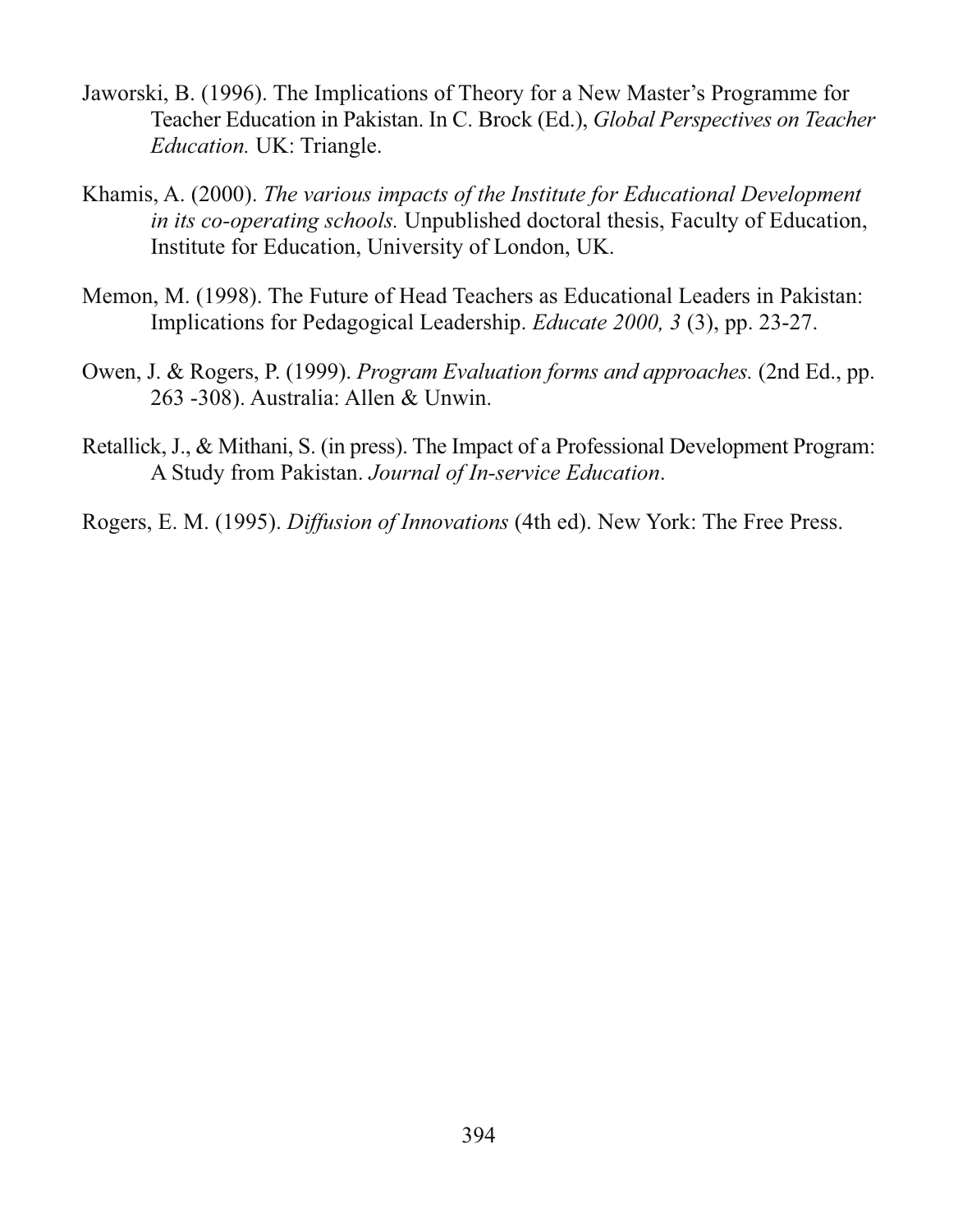Jaworski, B. (1996). The Implications of Theory for a New Master's Programme for Teacher Education in Pakistan. In C. Brock (Ed.), *Global Perspectives on Teacher Education.* UK: Triangle.

Khamis, A. (2000). *The various impacts of the Institute for Educational Development in its co-operating schools.* Unpublished doctoral thesis, Faculty of Education, Institute for Education, University of London, UK.

Memon, M. (1998). The Future of Head Teachers as Educational Leaders in Pakistan: Implications for Pedagogical Leadership. *Educate 2000, 3* (3), pp. 23-27.

Owen, J. & Rogers, P. (1999). *Program Evaluation forms and approaches.* (2nd Ed., pp. 263 -308). Australia: Allen & Unwin.

Retallick, J., & Mithani, S. (in press). The Impact of a Professional Development Program: A Study from Pakistan. *Journal of In-service Education*.

Rogers, E. M. (1995). *Diffusion of Innovations* (4th ed). New York: The Free Press.